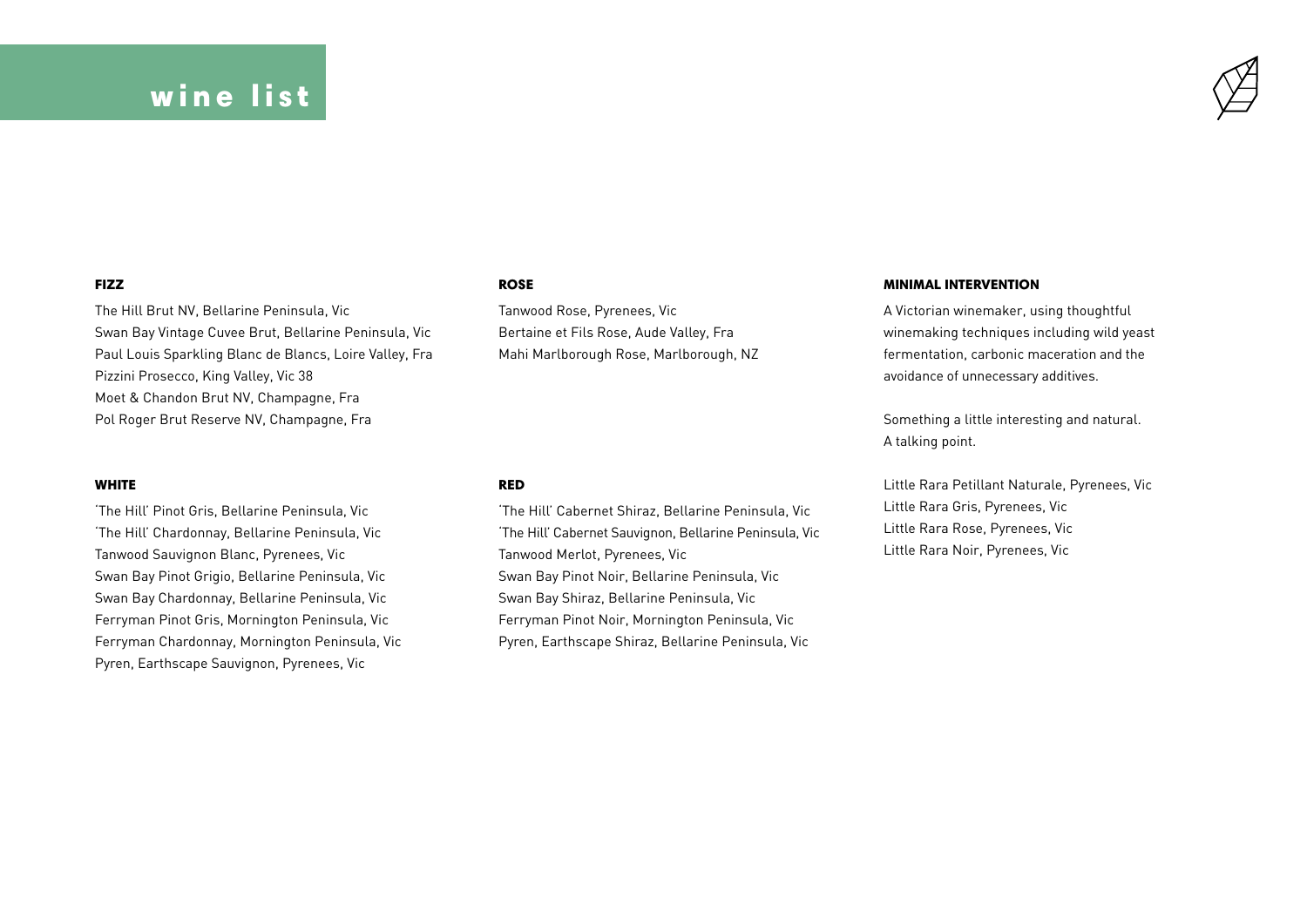# wine list

## FIZZ

The Hill Brut NV, Bellarine Peninsula, Vic
Swan Bay Vintage Cuvee Brut, Bellarine Peninsula, Vic
Paul Louis Sparkling Blanc de Blancs, Loire Valley, Fra
Pizzini Prosecco, King Valley, Vic 38
Moet & Chandon Brut NV, Champagne, Fra
Pol Roger Brut Reserve NV, Champagne, Fra

## WHITE

'The Hill' Pinot Gris, Bellarine Peninsula, Vic
'The Hill' Chardonnay, Bellarine Peninsula, Vic
Tanwood Sauvignon Blanc, Pyrenees, Vic
Swan Bay Pinot Grigio, Bellarine Peninsula, Vic
Swan Bay Chardonnay, Bellarine Peninsula, Vic
Ferryman Pinot Gris, Mornington Peninsula, Vic
Ferryman Chardonnay, Mornington Peninsula, Vic
Pyren, Earthscape Sauvignon, Pyrenees, Vic

## ROSE

Tanwood Rose, Pyrenees, Vic
Bertaine et Fils Rose, Aude Valley, Fra
Mahi Marlborough Rose, Marlborough, NZ

## RED

'The Hill' Cabernet Shiraz, Bellarine Peninsula, Vic
'The Hill' Cabernet Sauvignon, Bellarine Peninsula, Vic
Tanwood Merlot, Pyrenees, Vic
Swan Bay Pinot Noir, Bellarine Peninsula, Vic
Swan Bay Shiraz, Bellarine Peninsula, Vic
Ferryman Pinot Noir, Mornington Peninsula, Vic
Pyren, Earthscape Shiraz, Bellarine Peninsula, Vic

## MINIMAL INTERVENTION

A Victorian winemaker, using thoughtful winemaking techniques including wild yeast fermentation, carbonic maceration and the avoidance of unnecessary additives.

Something a little interesting and natural. A talking point.

Little Rara Petillant Naturale, Pyrenees, Vic
Little Rara Gris, Pyrenees, Vic
Little Rara Rose, Pyrenees, Vic
Little Rara Noir, Pyrenees, Vic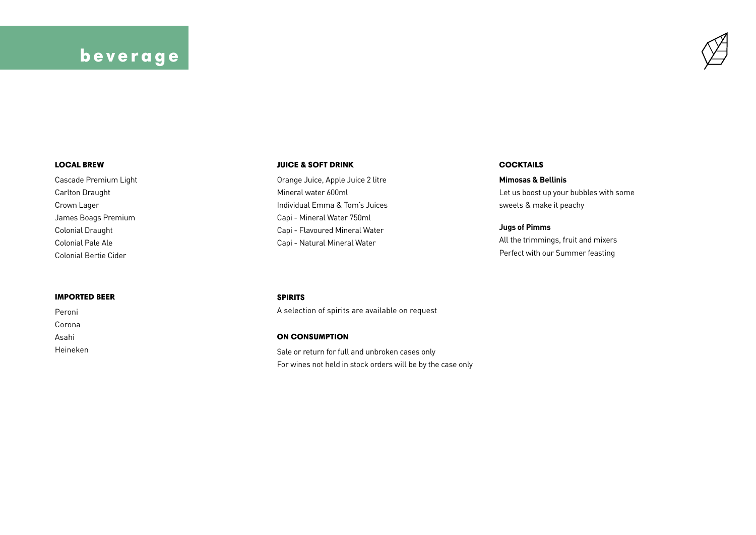# beverage

## LOCAL BREW

Cascade Premium Light
Carlton Draught
Crown Lager
James Boags Premium
Colonial Draught
Colonial Pale Ale
Colonial Bertie Cider

## IMPORTED BEER

Peroni
Corona
Asahi
Heineken

## JUICE & SOFT DRINK

Orange Juice, Apple Juice 2 litre
Mineral water 600ml
Individual Emma & Tom's Juices
Capi - Mineral Water 750ml
Capi - Flavoured Mineral Water
Capi - Natural Mineral Water

## SPIRITS

A selection of spirits are available on request

## ON CONSUMPTION

Sale or return for full and unbroken cases only
For wines not held in stock orders will be by the case only

## COCKTAILS

**Mimosas & Bellinis**
Let us boost up your bubbles with some sweets & make it peachy

**Jugs of Pimms**
All the trimmings, fruit and mixers
Perfect with our Summer feasting